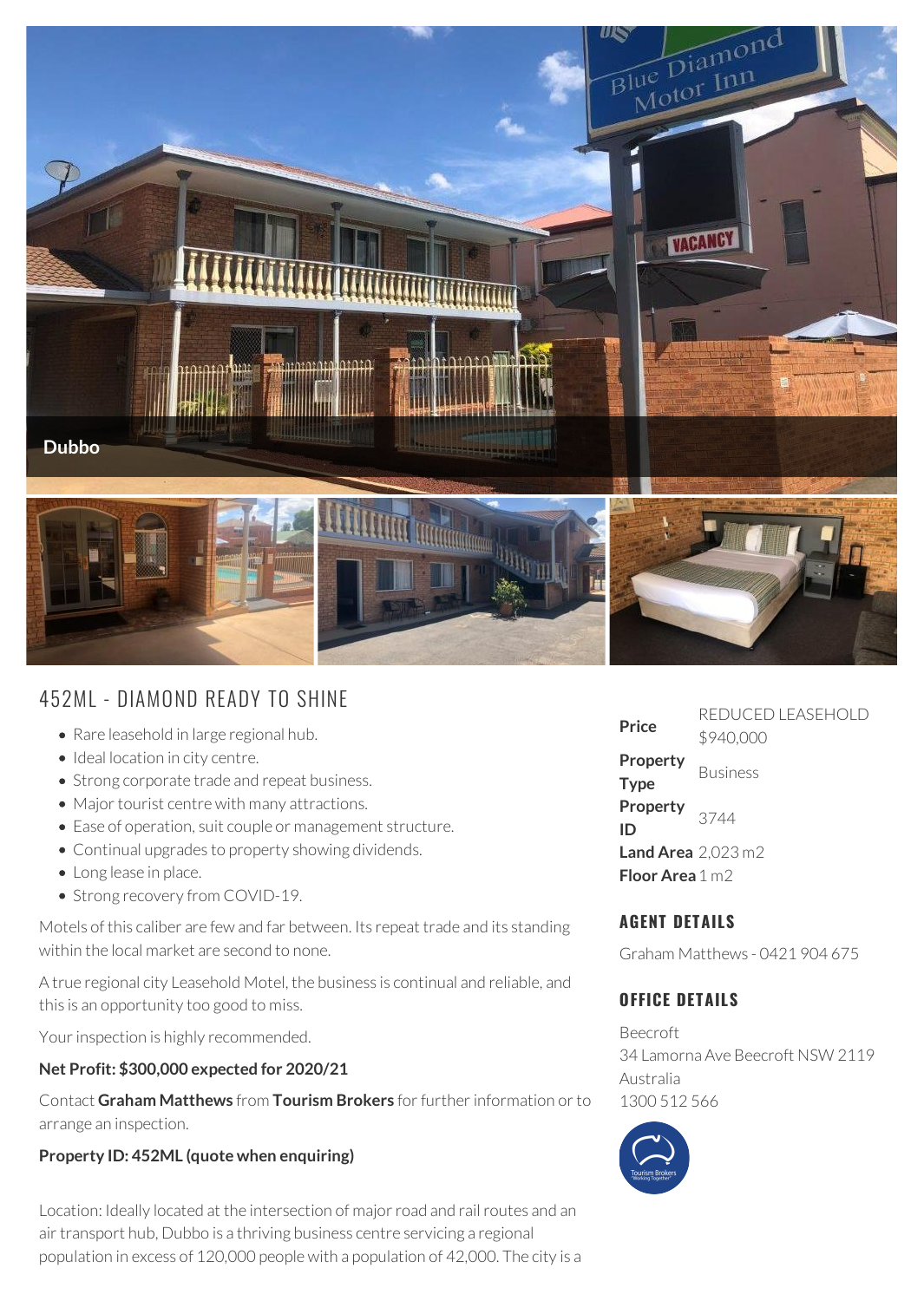Dubbo

# 452ML - DIAMOND READY TO SHINE

- Rare leasehold in large regional hub.
- Ideal location in city centre.
- Strong corporate trade and repeat business.
- Major tourist centre with many attractions.
- Ease of operation, suit couple or management structure.
- Continual upgrades to property showing dividends.
- Long lease in place.
- Strong recovery from COVID-19.

Motels of this caliber are few and far between. Its repeat trade and its standing within the local market are second to none.

A true regional city Leasehold Motel, the business is continual and reliable, and this is an opportunity too good to miss.

Your inspection is highly recommended.

**Net Profit: $300,000 expected for 2020/21**

Contact **Graham Matthews** from **Tourism Brokers** for further information or to arrange an inspection.

**Property ID: 452ML (quote when enquiring)**

Location: Ideally located at the intersection of major road and rail routes and an air transport hub, Dubbo is a thriving business centre servicing a regional population in excess of 120,000 people with a population of 42,000. The city is a

| | |
|---|---|
| **Price** | REDUCED LEASEHOLD $940,000 |
| **Property Type** | Business |
| **Property ID** | 3744 |
| **Land Area** | 2,023 m2 |
| **Floor Area** | 1 m2 |

## AGENT DETAILS

Graham Matthews - 0421 904 675

## OFFICE DETAILS

Beecroft
34 Lamorna Ave Beecroft NSW 2119
Australia
1300 512 566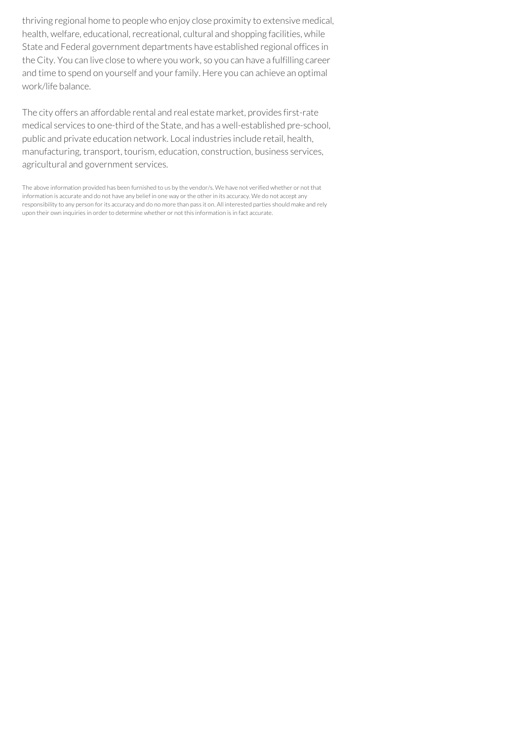thriving regional home to people who enjoy close proximity to extensive medical, health, welfare, educational, recreational, cultural and shopping facilities, while State and Federal government departments have established regional offices in the City. You can live close to where you work, so you can have a fulfilling career and time to spend on yourself and your family. Here you can achieve an optimal work/life balance.

The city offers an affordable rental and real estate market, provides first-rate medical services to one-third of the State, and has a well-established pre-school, public and private education network. Local industries include retail, health, manufacturing, transport, tourism, education, construction, business services, agricultural and government services.

The above information provided has been furnished to us by the vendor/s. We have not verified whether or not that information is accurate and do not have any belief in one way or the other in its accuracy. We do not accept any responsibility to any person for its accuracy and do no more than pass it on. All interested parties should make and rely upon their own inquiries in order to determine whether or not this information is in fact accurate.